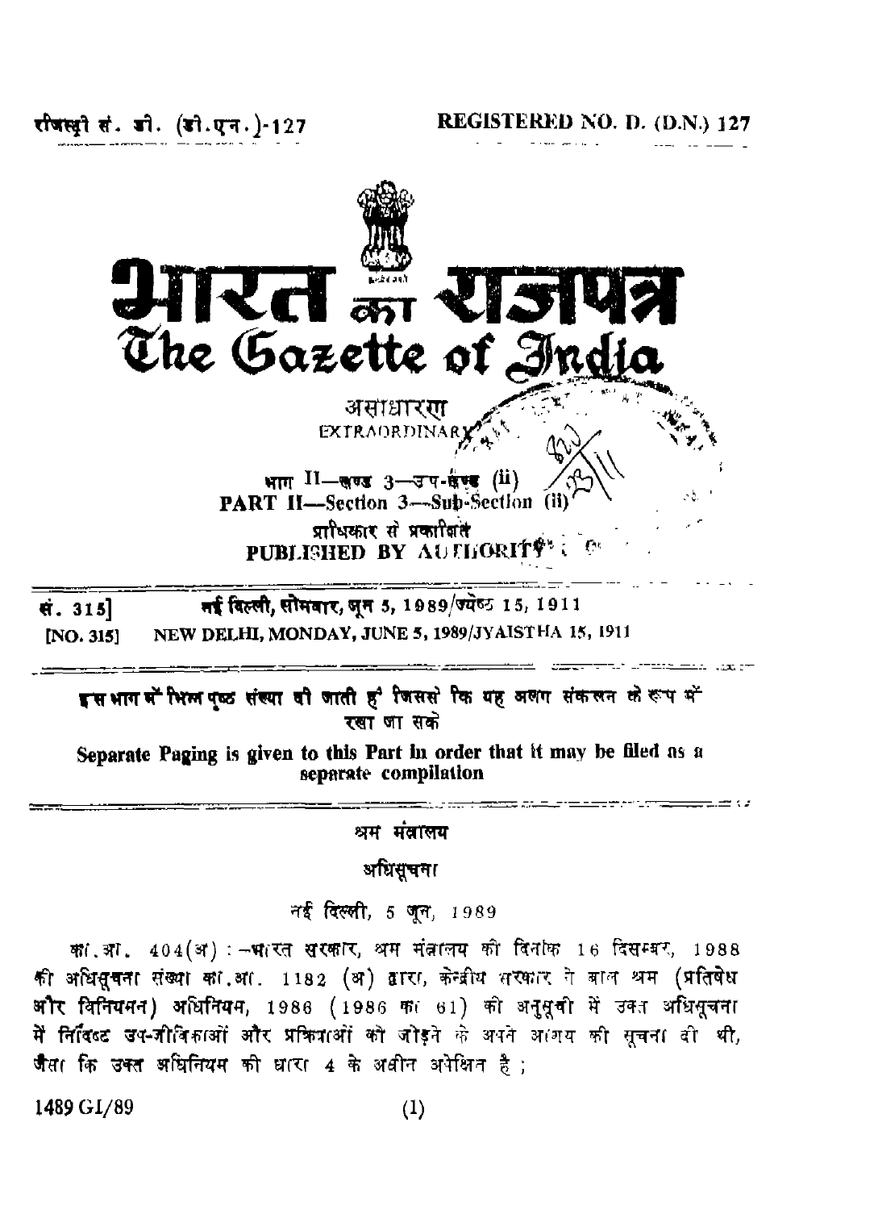रजिस्ट्री सं. डी. (डी.एन.)-127 REGISTERED NO. D. (D.N.) 127

# भारत का राजपत्र
# The Gazette of India

असाधारण
EXTRAORDINARY

भाग II—खण्ड 3—उप-खण्ड (ii)
PART II—Section 3—Sub-Section (ii)

प्राधिकार से प्रकाशित
PUBLISHED BY AUTHORITY

सं. 315] नई दिल्ली, सोमवार, जून 5, 1989/ज्येष्ठ 15, 1911
[NO. 315] NEW DELHI, MONDAY, JUNE 5, 1989/JYAISTHA 15, 1911

इस भाग में भिन्न पृष्ठ संख्या दी जाती है जिससे कि यह अलग संकलन के रूप में रखा जा सके

**Separate Paging is given to this Part in order that it may be filed as a separate compilation**

## श्रम मंत्रालय

### अधिसूचना

नई दिल्ली, 5 जून, 1989

का.आ. 404(अ) :—भारत सरकार, श्रम मंत्रालय की दिनांक 16 दिसम्बर, 1988 की अधिसूचना संख्या का.आ. 1182 (अ) द्वारा, केन्द्रीय सरकार ने बाल श्रम (प्रतिषेध और विनियमन) अधिनियम, 1986 (1986 का 61) की अनुसूची में उक्त अधिसूचना में निर्दिष्ट उप-जीविकाओं और प्रक्रियाओं को जोड़ने के अपने आशय की सूचना दी थी, जैसा कि उक्त अधिनियम की धारा 4 के अधीन अपेक्षित है ;

1489 GI/89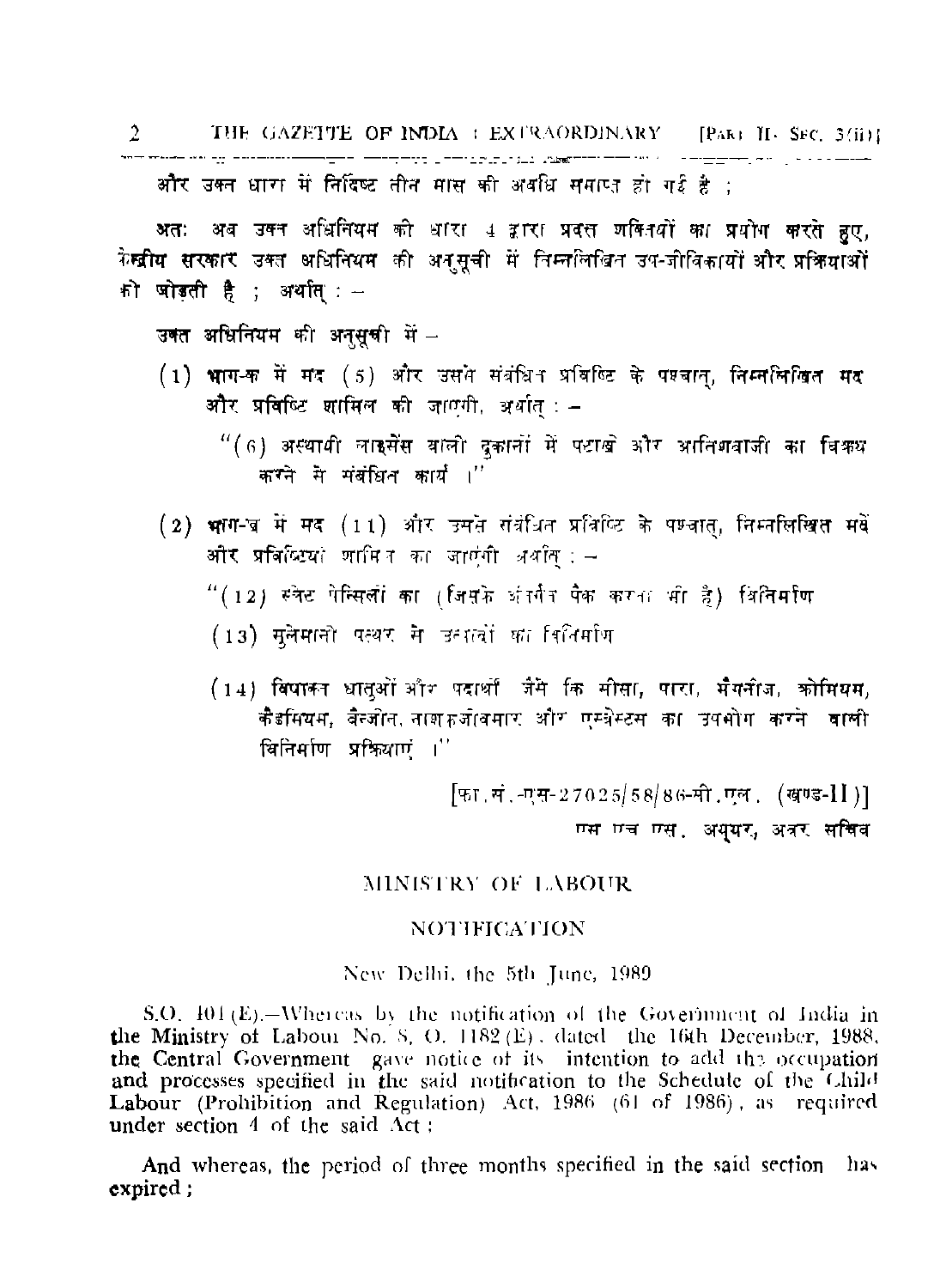और उक्त धारा में निर्दिष्ट तीन मास की अवधि समाप्त हो गई है ;

अतः अब उक्त अधिनियम की धारा 4 द्वारा प्रदत्त शक्तियों का प्रयोग करते हुए, केन्द्रीय सरकार उक्त अधिनियम की अनुसूची में निम्नलिखित उप-जीविकाओं और प्रक्रियाओं को जोड़ती है ; अर्थात् :—

उक्त अधिनियम की अनुसूची में —

(1) भाग-क में मद (5) और उससे संबंधित प्रविष्टि के पश्चात्, निम्नलिखित मद और प्रविष्टि शामिल की जाएगी, अर्थात् :—

"(6) अस्थायी लाइसेंस वाली दुकानों में पटाखे और आतिशबाजी का विक्रय करने से संबंधित कार्य ।"

(2) भाग-ख में मद (11) और उससे संबंधित प्रविष्टि के पश्चात्, निम्नलिखित मदें और प्रविष्टियां शामिल की जाएंगी अर्थात् :—

"(12) स्लेट पेन्सिलों का (जिसके अंतर्गत पैक करना भी है) विनिर्माण

(13) सुलेमानी पत्थर से उत्पादों का विनिर्माण

(14) विषाक्त धातुओं और पदार्थों जैसे कि सीसा, पारा, मैंगनीज, क्रोमियम, कैडमियम, बैन्जीन, नाशकजीवमार और एस्बेस्टस का उपयोग करने वाली विनिर्माण प्रक्रियाएं ।"

[फा.सं.-एस-27025/58/86-सी.एल. (खण्ड-II)]

एस एच एस. अय्यर, अवर सचिव

## MINISTRY OF LABOUR

### NOTIFICATION

New Delhi, the 5th June, 1989

S.O. 401(E).—Whereas by the notification of the Government of India in the Ministry of Labour No. S. O. 1182(E), dated the 16th December, 1988, the Central Government gave notice of its intention to add the occupation and processes specified in the said notification to the Schedule of the Child Labour (Prohibition and Regulation) Act, 1986 (61 of 1986), as required under section 4 of the said Act ;

And whereas, the period of three months specified in the said section has expired ;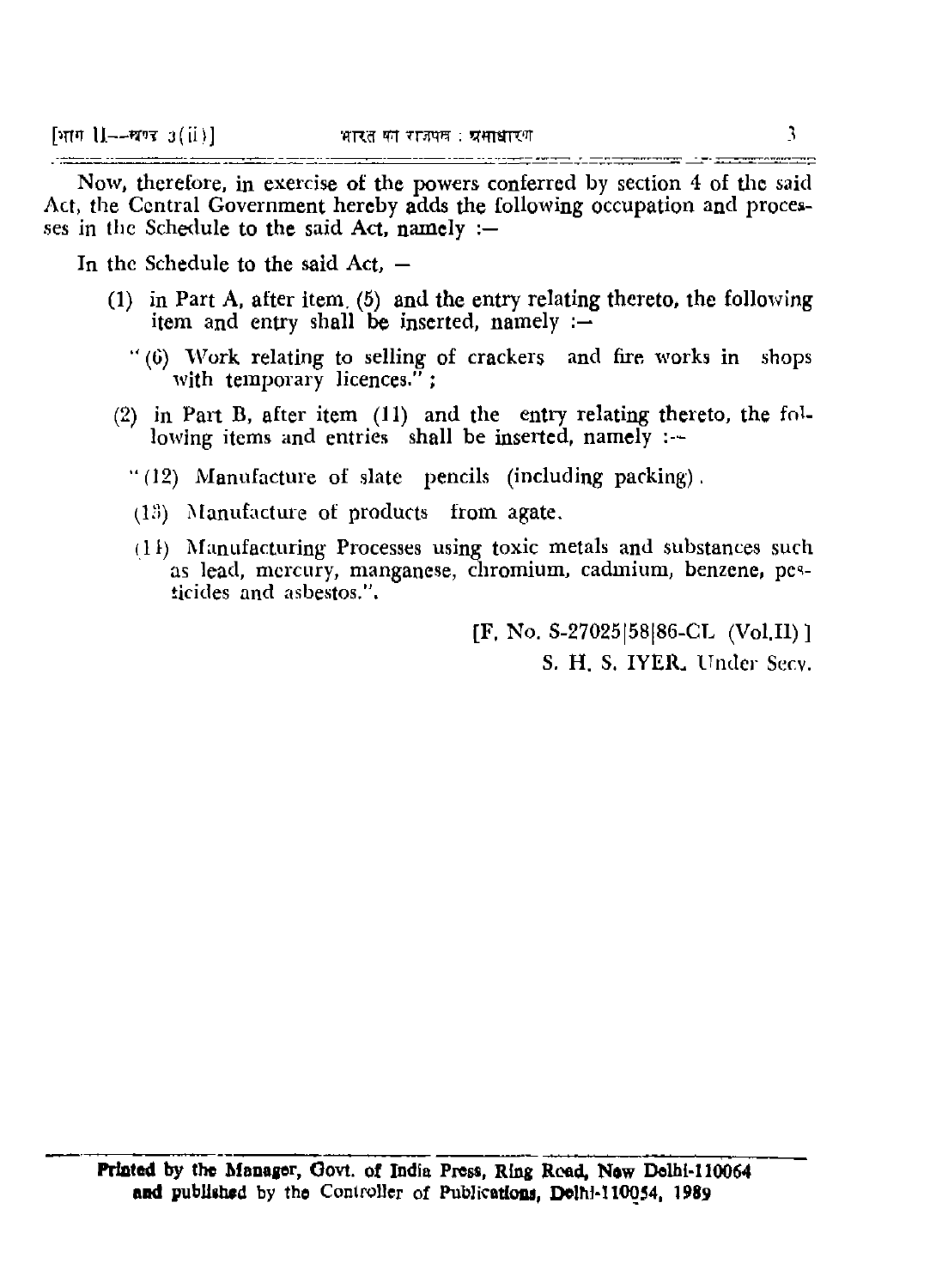Now, therefore, in exercise of the powers conferred by section 4 of the said Act, the Central Government hereby adds the following occupation and processes in the Schedule to the said Act, namely :—

In the Schedule to the said Act, —

(1) in Part A, after item (5) and the entry relating thereto, the following item and entry shall be inserted, namely :—

"(6) Work relating to selling of crackers and fire works in shops with temporary licences." ;

(2) in Part B, after item (11) and the entry relating thereto, the following items and entries shall be inserted, namely :—

"(12) Manufacture of slate pencils (including packing).

(13) Manufacture of products from agate.

(14) Manufacturing Processes using toxic metals and substances such as lead, mercury, manganese, chromium, cadmium, benzene, pesticides and asbestos.".

[F. No. S-27025|58|86-CL (Vol.II)]

S. H. S. IYER, Under Secy.

Printed by the Manager, Govt. of India Press, Ring Road, New Delhi-110064 and published by the Controller of Publications, Delhi-110054, 1989